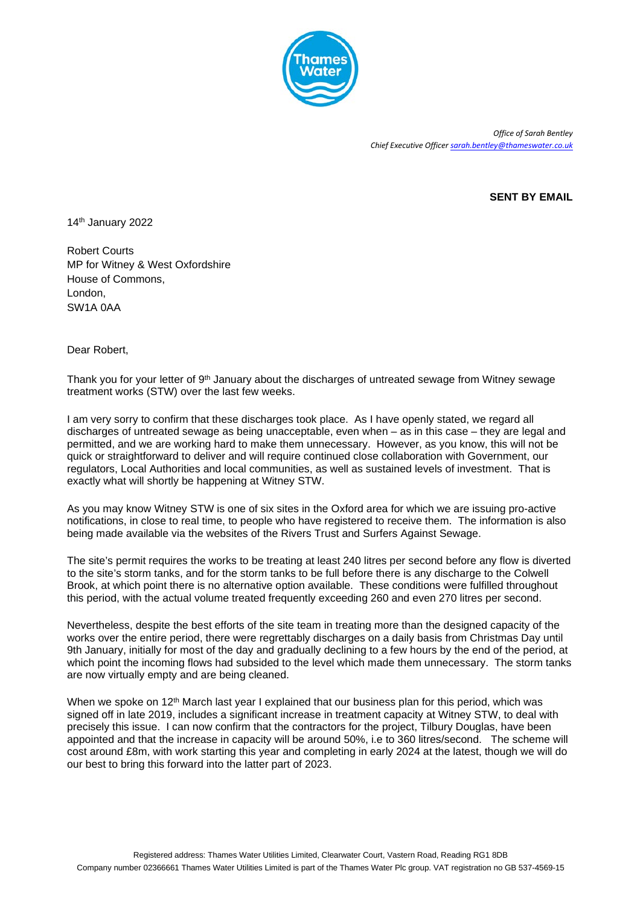*Office of Sarah Bentley*
*Chief Executive Officer sarah.bentley@thameswater.co.uk*

**SENT BY EMAIL**

14th January 2022

Robert Courts
MP for Witney & West Oxfordshire
House of Commons,
London,
SW1A 0AA

Dear Robert,

Thank you for your letter of 9th January about the discharges of untreated sewage from Witney sewage treatment works (STW) over the last few weeks.

I am very sorry to confirm that these discharges took place. As I have openly stated, we regard all discharges of untreated sewage as being unacceptable, even when – as in this case – they are legal and permitted, and we are working hard to make them unnecessary. However, as you know, this will not be quick or straightforward to deliver and will require continued close collaboration with Government, our regulators, Local Authorities and local communities, as well as sustained levels of investment. That is exactly what will shortly be happening at Witney STW.

As you may know Witney STW is one of six sites in the Oxford area for which we are issuing pro-active notifications, in close to real time, to people who have registered to receive them. The information is also being made available via the websites of the Rivers Trust and Surfers Against Sewage.

The site's permit requires the works to be treating at least 240 litres per second before any flow is diverted to the site's storm tanks, and for the storm tanks to be full before there is any discharge to the Colwell Brook, at which point there is no alternative option available. These conditions were fulfilled throughout this period, with the actual volume treated frequently exceeding 260 and even 270 litres per second.

Nevertheless, despite the best efforts of the site team in treating more than the designed capacity of the works over the entire period, there were regrettably discharges on a daily basis from Christmas Day until 9th January, initially for most of the day and gradually declining to a few hours by the end of the period, at which point the incoming flows had subsided to the level which made them unnecessary. The storm tanks are now virtually empty and are being cleaned.

When we spoke on 12th March last year I explained that our business plan for this period, which was signed off in late 2019, includes a significant increase in treatment capacity at Witney STW, to deal with precisely this issue. I can now confirm that the contractors for the project, Tilbury Douglas, have been appointed and that the increase in capacity will be around 50%, i.e to 360 litres/second. The scheme will cost around £8m, with work starting this year and completing in early 2024 at the latest, though we will do our best to bring this forward into the latter part of 2023.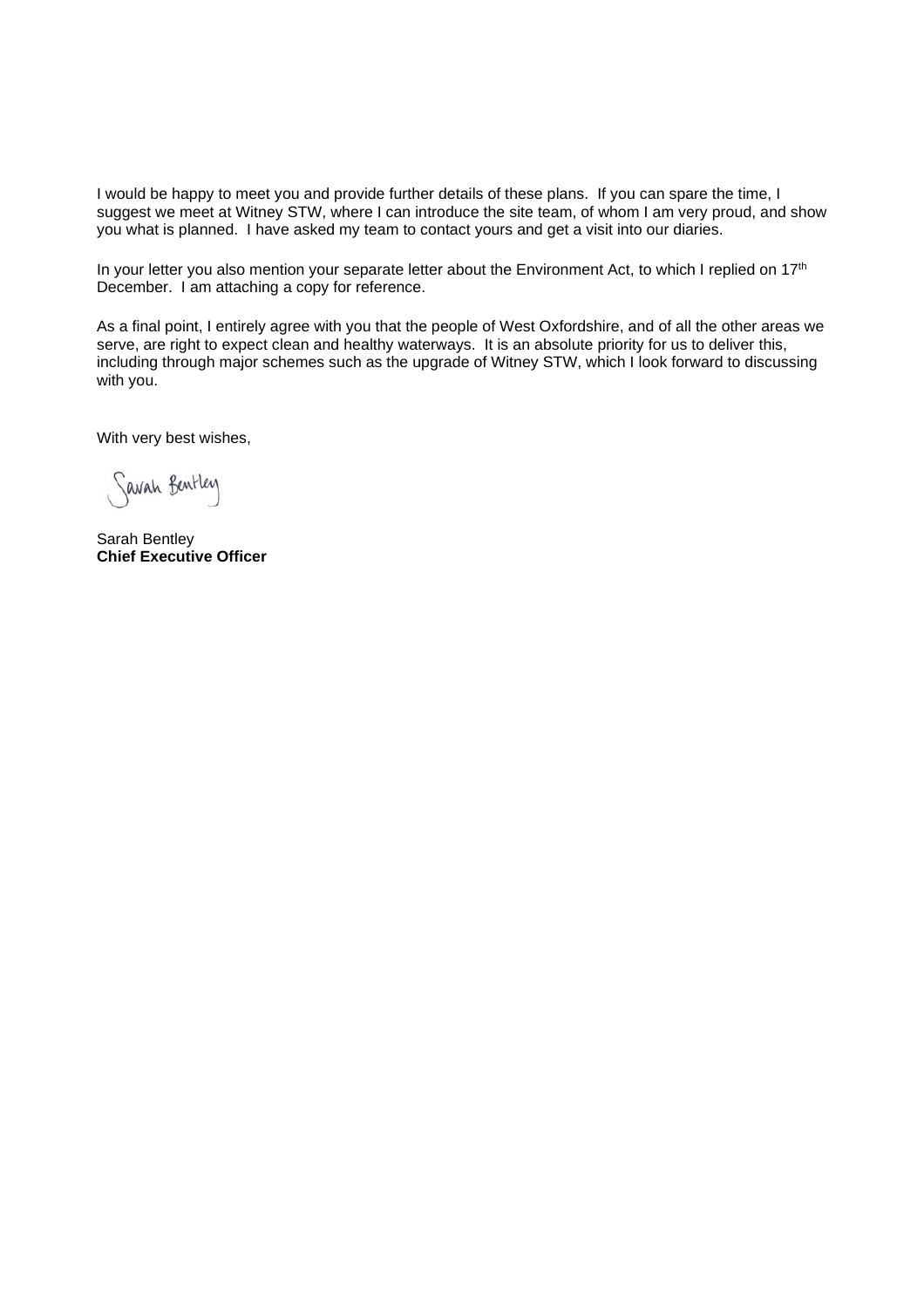I would be happy to meet you and provide further details of these plans. If you can spare the time, I suggest we meet at Witney STW, where I can introduce the site team, of whom I am very proud, and show you what is planned. I have asked my team to contact yours and get a visit into our diaries.

In your letter you also mention your separate letter about the Environment Act, to which I replied on 17th December. I am attaching a copy for reference.

As a final point, I entirely agree with you that the people of West Oxfordshire, and of all the other areas we serve, are right to expect clean and healthy waterways. It is an absolute priority for us to deliver this, including through major schemes such as the upgrade of Witney STW, which I look forward to discussing with you.

With very best wishes,

Sarah Bentley

Sarah Bentley
**Chief Executive Officer**